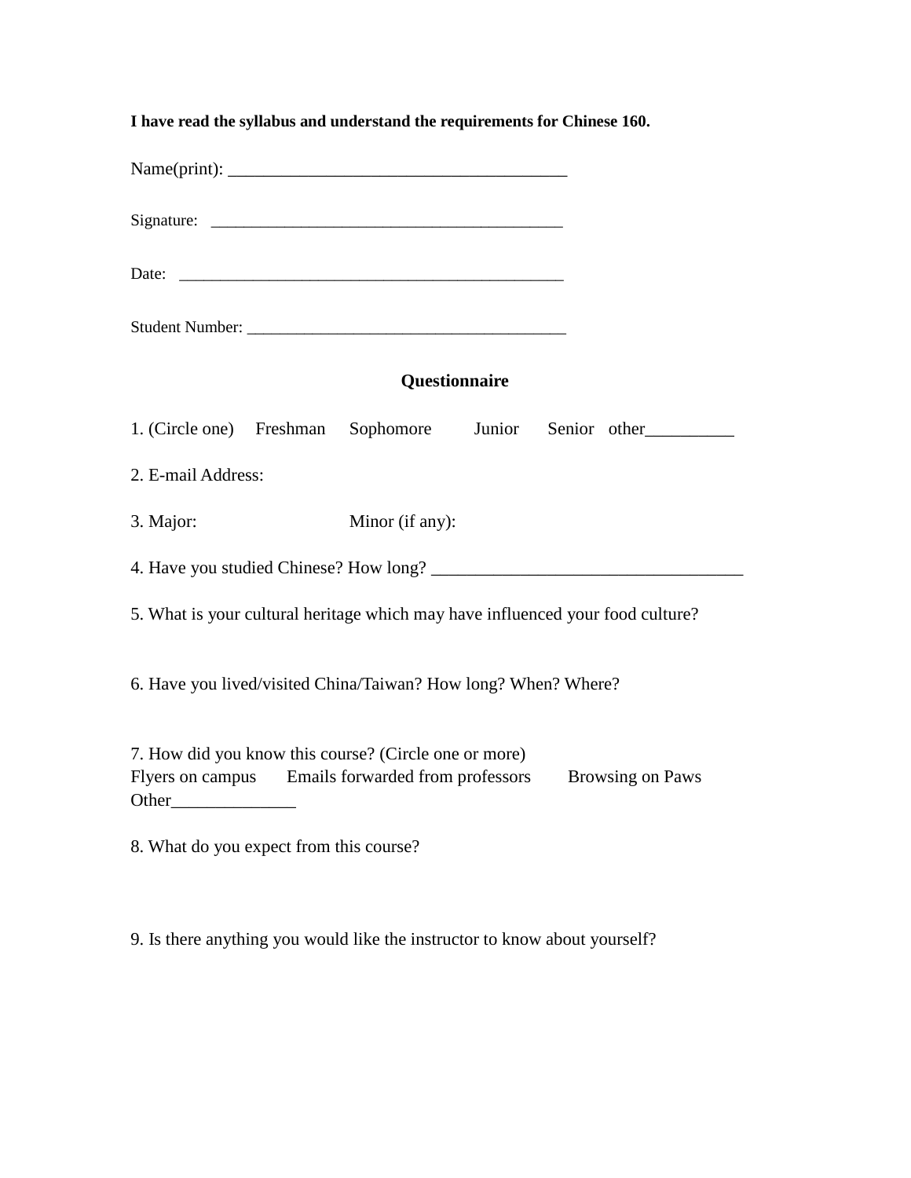**I have read the syllabus and understand the requirements for Chinese 160.**

Name(print): _______________________________________

Signature: ___________________________________________

Date: _______________________________________________

Student Number: ______________________________________

## Questionnaire

1. (Circle one) Freshman Sophomore Junior Senior other__________

2. E-mail Address:

3. Major: Minor (if any):

4. Have you studied Chinese? How long? ___________________________________

5. What is your cultural heritage which may have influenced your food culture?

6. Have you lived/visited China/Taiwan? How long? When? Where?

7. How did you know this course? (Circle one or more)
Flyers on campus Emails forwarded from professors Browsing on Paws
Other______________

8. What do you expect from this course?

9. Is there anything you would like the instructor to know about yourself?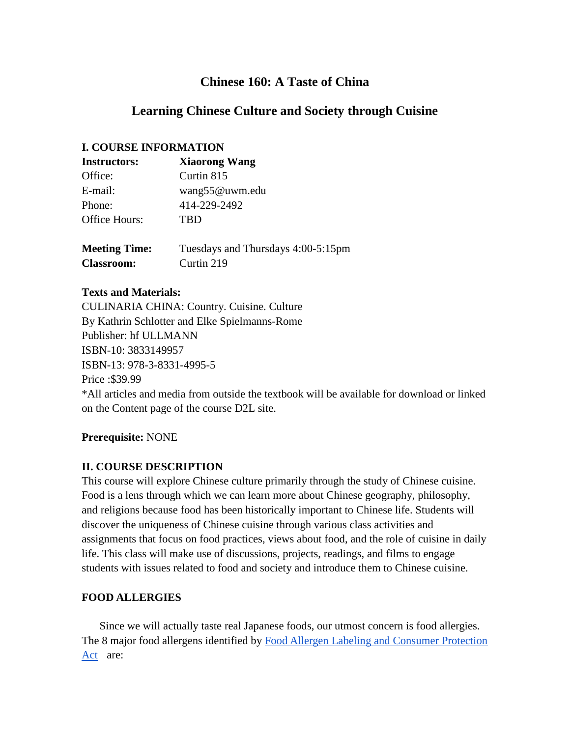# Chinese 160: A Taste of China

## Learning Chinese Culture and Society through Cuisine

### I. COURSE INFORMATION

| **Instructors:** | **Xiaorong Wang** |
|---|---|
| Office: | Curtin 815 |
| E-mail: | wang55@uwm.edu |
| Phone: | 414-229-2492 |
| Office Hours: | TBD |

| **Meeting Time:** | Tuesdays and Thursdays 4:00-5:15pm |
|---|---|
| **Classroom:** | Curtin 219 |

**Texts and Materials:**

CULINARIA CHINA: Country. Cuisine. Culture
By Kathrin Schlotter and Elke Spielmanns-Rome
Publisher: hf ULLMANN
ISBN-10: 3833149957
ISBN-13: 978-3-8331-4995-5
Price :$39.99
*All articles and media from outside the textbook will be available for download or linked on the Content page of the course D2L site.

**Prerequisite:** NONE

### II. COURSE DESCRIPTION

This course will explore Chinese culture primarily through the study of Chinese cuisine. Food is a lens through which we can learn more about Chinese geography, philosophy, and religions because food has been historically important to Chinese life. Students will discover the uniqueness of Chinese cuisine through various class activities and assignments that focus on food practices, views about food, and the role of cuisine in daily life. This class will make use of discussions, projects, readings, and films to engage students with issues related to food and society and introduce them to Chinese cuisine.

### FOOD ALLERGIES

Since we will actually taste real Japanese foods, our utmost concern is food allergies. The 8 major food allergens identified by Food Allergen Labeling and Consumer Protection Act are: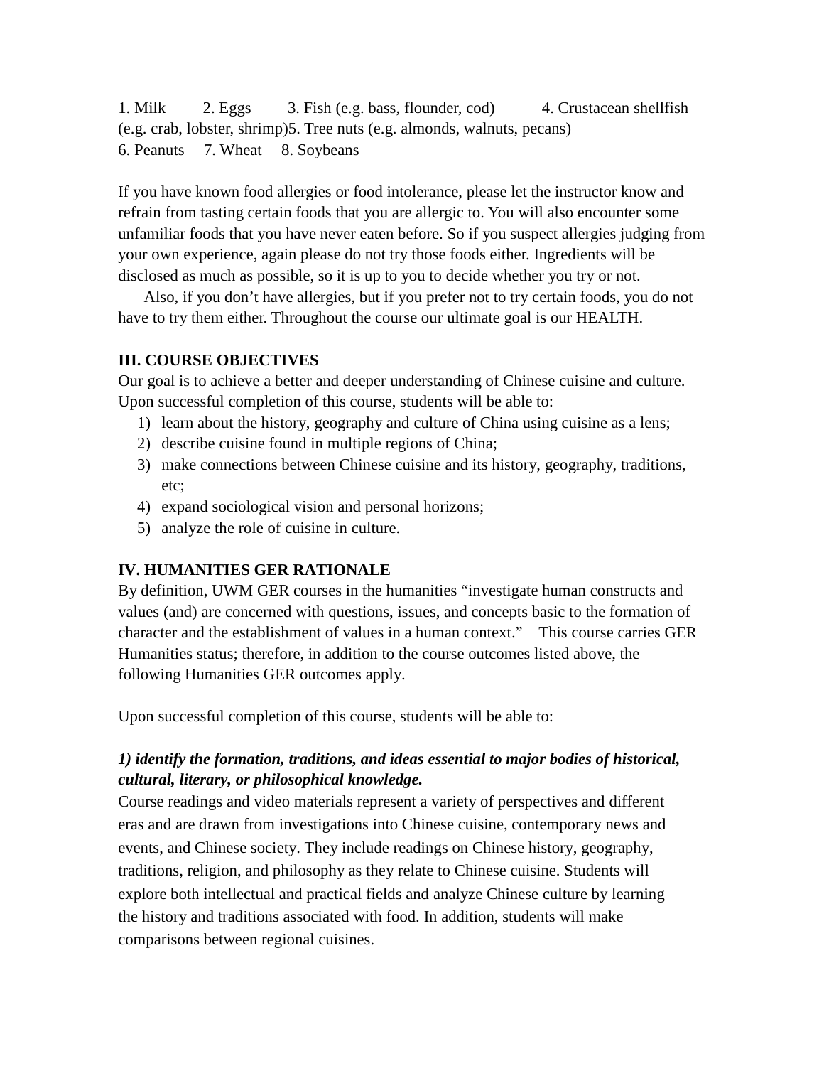1. Milk 2. Eggs 3. Fish (e.g. bass, flounder, cod) 4. Crustacean shellfish (e.g. crab, lobster, shrimp)5. Tree nuts (e.g. almonds, walnuts, pecans)
6. Peanuts 7. Wheat 8. Soybeans

If you have known food allergies or food intolerance, please let the instructor know and refrain from tasting certain foods that you are allergic to. You will also encounter some unfamiliar foods that you have never eaten before. So if you suspect allergies judging from your own experience, again please do not try those foods either. Ingredients will be disclosed as much as possible, so it is up to you to decide whether you try or not.

Also, if you don't have allergies, but if you prefer not to try certain foods, you do not have to try them either. Throughout the course our ultimate goal is our HEALTH.

## III. COURSE OBJECTIVES

Our goal is to achieve a better and deeper understanding of Chinese cuisine and culture. Upon successful completion of this course, students will be able to:

1) learn about the history, geography and culture of China using cuisine as a lens;
2) describe cuisine found in multiple regions of China;
3) make connections between Chinese cuisine and its history, geography, traditions, etc;
4) expand sociological vision and personal horizons;
5) analyze the role of cuisine in culture.

## IV. HUMANITIES GER RATIONALE

By definition, UWM GER courses in the humanities "investigate human constructs and values (and) are concerned with questions, issues, and concepts basic to the formation of character and the establishment of values in a human context." This course carries GER Humanities status; therefore, in addition to the course outcomes listed above, the following Humanities GER outcomes apply.

Upon successful completion of this course, students will be able to:

***1) identify the formation, traditions, and ideas essential to major bodies of historical, cultural, literary, or philosophical knowledge.***

Course readings and video materials represent a variety of perspectives and different eras and are drawn from investigations into Chinese cuisine, contemporary news and events, and Chinese society. They include readings on Chinese history, geography, traditions, religion, and philosophy as they relate to Chinese cuisine. Students will explore both intellectual and practical fields and analyze Chinese culture by learning the history and traditions associated with food. In addition, students will make comparisons between regional cuisines.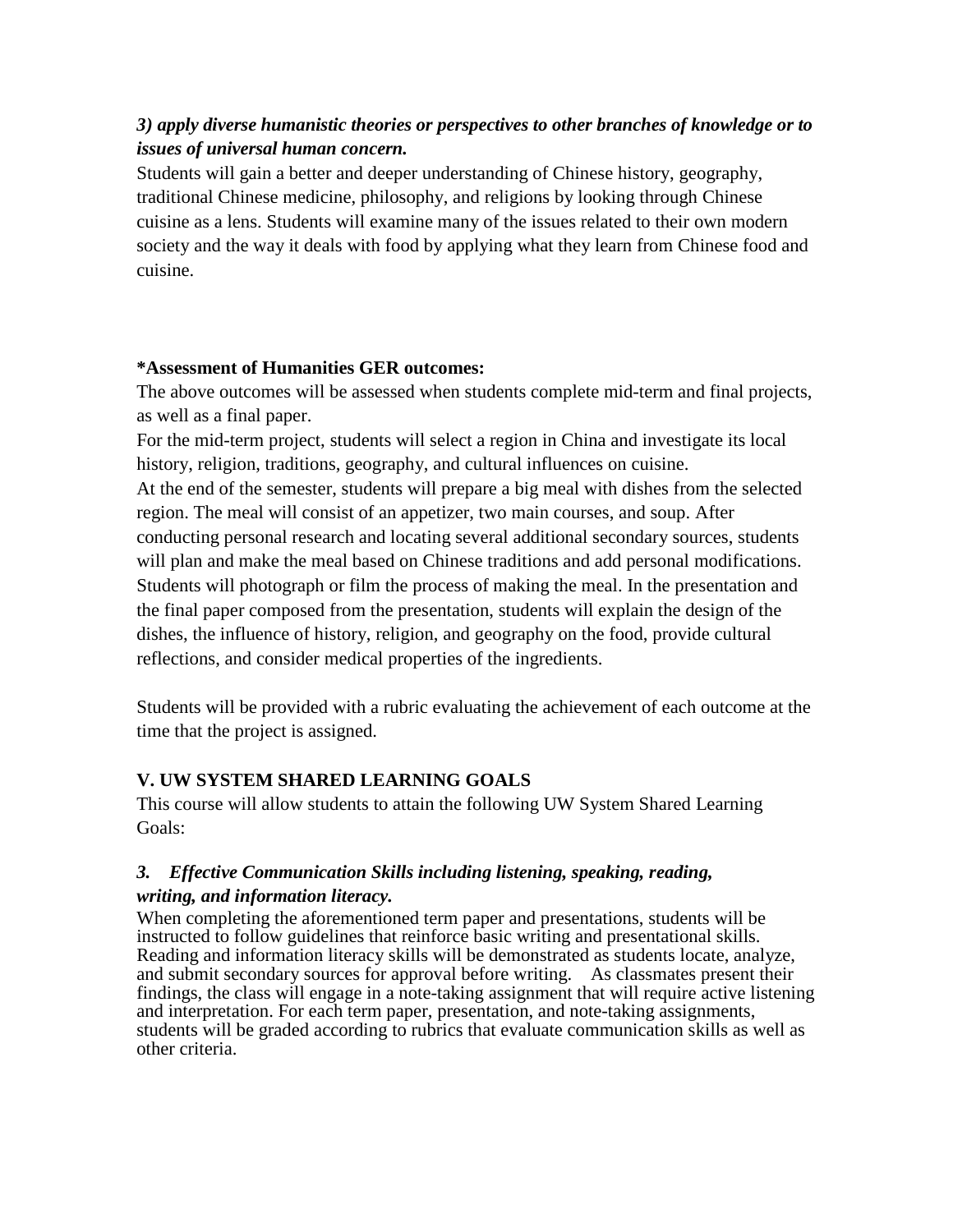***3) apply diverse humanistic theories or perspectives to other branches of knowledge or to issues of universal human concern.***

Students will gain a better and deeper understanding of Chinese history, geography, traditional Chinese medicine, philosophy, and religions by looking through Chinese cuisine as a lens. Students will examine many of the issues related to their own modern society and the way it deals with food by applying what they learn from Chinese food and cuisine.

**\*Assessment of Humanities GER outcomes:**

The above outcomes will be assessed when students complete mid-term and final projects, as well as a final paper.

For the mid-term project, students will select a region in China and investigate its local history, religion, traditions, geography, and cultural influences on cuisine.

At the end of the semester, students will prepare a big meal with dishes from the selected region. The meal will consist of an appetizer, two main courses, and soup. After conducting personal research and locating several additional secondary sources, students will plan and make the meal based on Chinese traditions and add personal modifications. Students will photograph or film the process of making the meal. In the presentation and the final paper composed from the presentation, students will explain the design of the dishes, the influence of history, religion, and geography on the food, provide cultural reflections, and consider medical properties of the ingredients.

Students will be provided with a rubric evaluating the achievement of each outcome at the time that the project is assigned.

## V. UW SYSTEM SHARED LEARNING GOALS

This course will allow students to attain the following UW System Shared Learning Goals:

***3. Effective Communication Skills including listening, speaking, reading, writing, and information literacy.***

When completing the aforementioned term paper and presentations, students will be instructed to follow guidelines that reinforce basic writing and presentational skills. Reading and information literacy skills will be demonstrated as students locate, analyze, and submit secondary sources for approval before writing. As classmates present their findings, the class will engage in a note-taking assignment that will require active listening and interpretation. For each term paper, presentation, and note-taking assignments, students will be graded according to rubrics that evaluate communication skills as well as other criteria.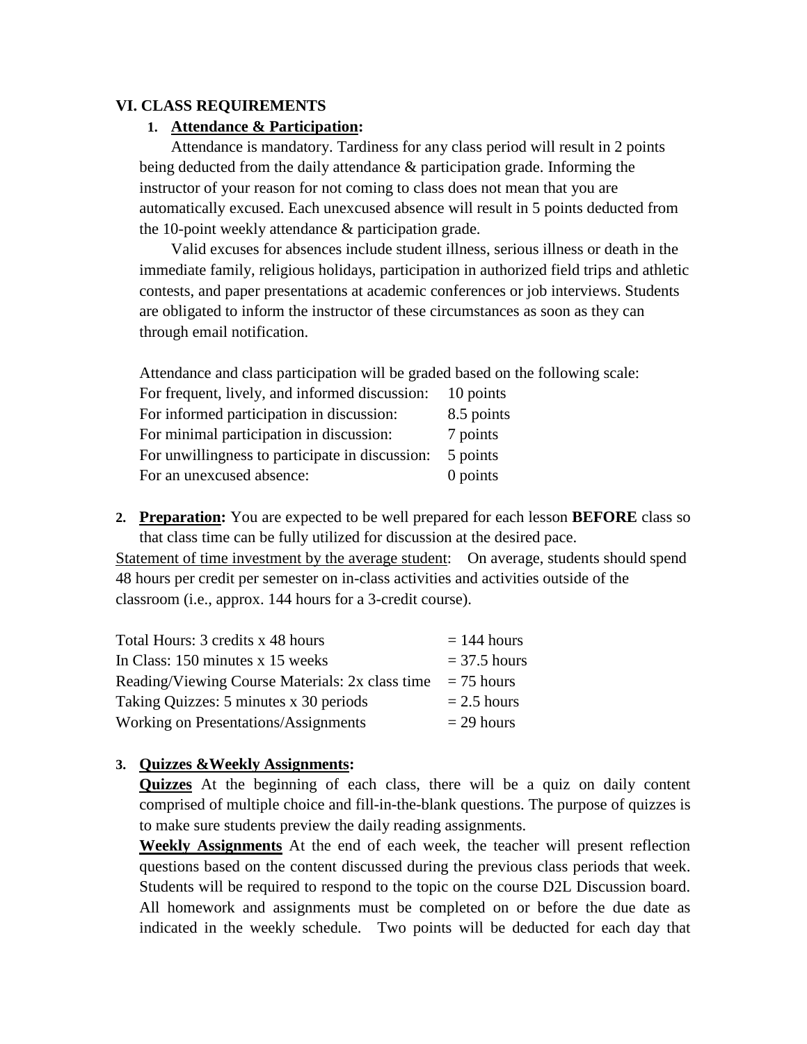## VI. CLASS REQUIREMENTS

1. **Attendance & Participation:**

Attendance is mandatory. Tardiness for any class period will result in 2 points being deducted from the daily attendance & participation grade. Informing the instructor of your reason for not coming to class does not mean that you are automatically excused. Each unexcused absence will result in 5 points deducted from the 10-point weekly attendance & participation grade.

Valid excuses for absences include student illness, serious illness or death in the immediate family, religious holidays, participation in authorized field trips and athletic contests, and paper presentations at academic conferences or job interviews. Students are obligated to inform the instructor of these circumstances as soon as they can through email notification.

Attendance and class participation will be graded based on the following scale:

| | |
|---|---|
| For frequent, lively, and informed discussion: | 10 points |
| For informed participation in discussion: | 8.5 points |
| For minimal participation in discussion: | 7 points |
| For unwillingness to participate in discussion: | 5 points |
| For an unexcused absence: | 0 points |

2. **Preparation:** You are expected to be well prepared for each lesson **BEFORE** class so that class time can be fully utilized for discussion at the desired pace.

Statement of time investment by the average student: On average, students should spend 48 hours per credit per semester on in-class activities and activities outside of the classroom (i.e., approx. 144 hours for a 3-credit course).

| | |
|---|---|
| Total Hours: 3 credits x 48 hours | = 144 hours |
| In Class: 150 minutes x 15 weeks | = 37.5 hours |
| Reading/Viewing Course Materials: 2x class time | = 75 hours |
| Taking Quizzes: 5 minutes x 30 periods | = 2.5 hours |
| Working on Presentations/Assignments | = 29 hours |

3. **Quizzes &Weekly Assignments:**

**Quizzes** At the beginning of each class, there will be a quiz on daily content comprised of multiple choice and fill-in-the-blank questions. The purpose of quizzes is to make sure students preview the daily reading assignments.

**Weekly Assignments** At the end of each week, the teacher will present reflection questions based on the content discussed during the previous class periods that week. Students will be required to respond to the topic on the course D2L Discussion board. All homework and assignments must be completed on or before the due date as indicated in the weekly schedule. Two points will be deducted for each day that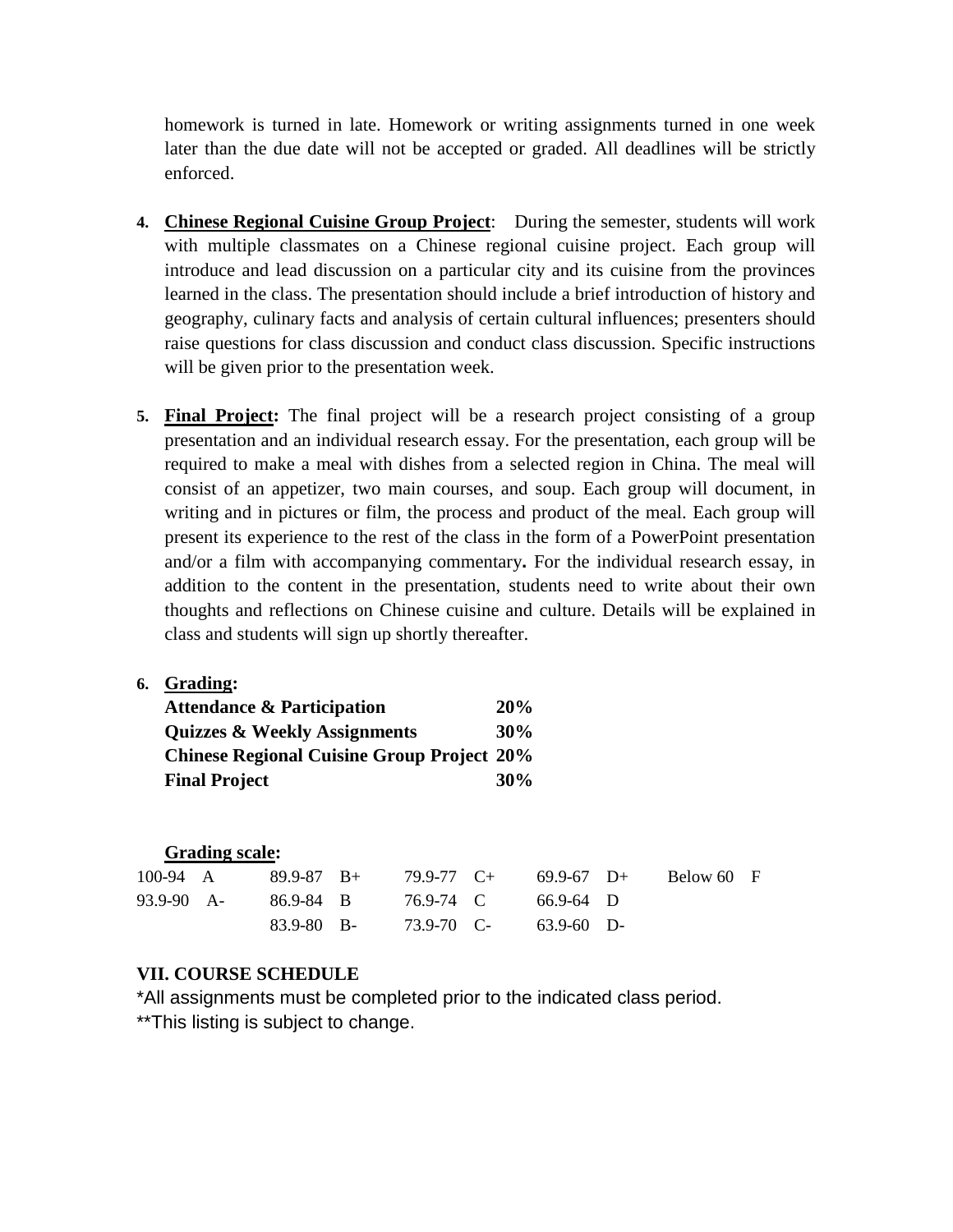homework is turned in late. Homework or writing assignments turned in one week later than the due date will not be accepted or graded. All deadlines will be strictly enforced.

4. **Chinese Regional Cuisine Group Project**: During the semester, students will work with multiple classmates on a Chinese regional cuisine project. Each group will introduce and lead discussion on a particular city and its cuisine from the provinces learned in the class. The presentation should include a brief introduction of history and geography, culinary facts and analysis of certain cultural influences; presenters should raise questions for class discussion and conduct class discussion. Specific instructions will be given prior to the presentation week.

5. **Final Project:** The final project will be a research project consisting of a group presentation and an individual research essay. For the presentation, each group will be required to make a meal with dishes from a selected region in China. The meal will consist of an appetizer, two main courses, and soup. Each group will document, in writing and in pictures or film, the process and product of the meal. Each group will present its experience to the rest of the class in the form of a PowerPoint presentation and/or a film with accompanying commentary**.** For the individual research essay, in addition to the content in the presentation, students need to write about their own thoughts and reflections on Chinese cuisine and culture. Details will be explained in class and students will sign up shortly thereafter.

6. **Grading:**

| | |
|---|---|
| **Attendance & Participation** | **20%** |
| **Quizzes & Weekly Assignments** | **30%** |
| **Chinese Regional Cuisine Group Project** | **20%** |
| **Final Project** | **30%** |

**Grading scale:**

| | | | | | | | | | |
|---|---|---|---|---|---|---|---|---|---|
| 100-94 | A | 89.9-87 | B+ | 79.9-77 | C+ | 69.9-67 | D+ | Below 60 | F |
| 93.9-90 | A- | 86.9-84 | B | 76.9-74 | C | 66.9-64 | D | | |
| | | 83.9-80 | B- | 73.9-70 | C- | 63.9-60 | D- | | |

## VII. COURSE SCHEDULE

*All assignments must be completed prior to the indicated class period.

**This listing is subject to change.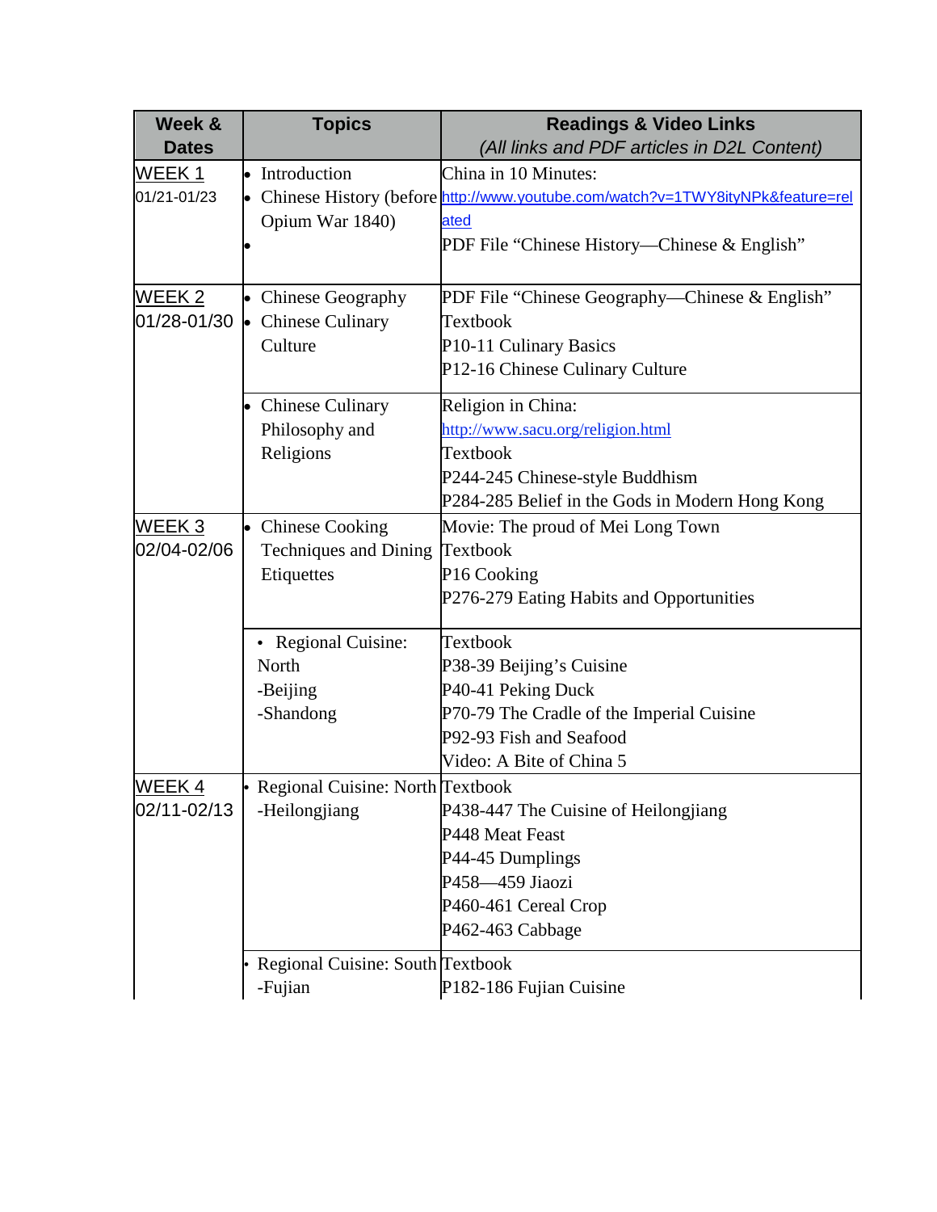| Week & Dates | Topics | Readings & Video Links *(All links and PDF articles in D2L Content)* |
|---|---|---|
| WEEK 1 01/21-01/23 | • Introduction<br>• Chinese History (before Opium War 1840)<br>• | China in 10 Minutes:<br>http://www.youtube.com/watch?v=1TWY8ityNPk&feature=related<br>PDF File "Chinese History—Chinese & English" |
| WEEK 2 01/28-01/30 | • Chinese Geography<br>• Chinese Culinary Culture | PDF File "Chinese Geography—Chinese & English"<br>Textbook<br>P10-11 Culinary Basics<br>P12-16 Chinese Culinary Culture |
| | • Chinese Culinary Philosophy and Religions | Religion in China:<br>http://www.sacu.org/religion.html<br>Textbook<br>P244-245 Chinese-style Buddhism<br>P284-285 Belief in the Gods in Modern Hong Kong |
| WEEK 3 02/04-02/06 | • Chinese Cooking Techniques and Dining Etiquettes | Movie: The proud of Mei Long Town<br>Textbook<br>P16 Cooking<br>P276-279 Eating Habits and Opportunities |
| | • Regional Cuisine: North<br>-Beijing<br>-Shandong | Textbook<br>P38-39 Beijing's Cuisine<br>P40-41 Peking Duck<br>P70-79 The Cradle of the Imperial Cuisine<br>P92-93 Fish and Seafood<br>Video: A Bite of China 5 |
| WEEK 4 02/11-02/13 | • Regional Cuisine: North<br>-Heilongjiang | Textbook<br>P438-447 The Cuisine of Heilongjiang<br>P448 Meat Feast<br>P44-45 Dumplings<br>P458—459 Jiaozi<br>P460-461 Cereal Crop<br>P462-463 Cabbage |
| | • Regional Cuisine: South<br>-Fujian | Textbook<br>P182-186 Fujian Cuisine |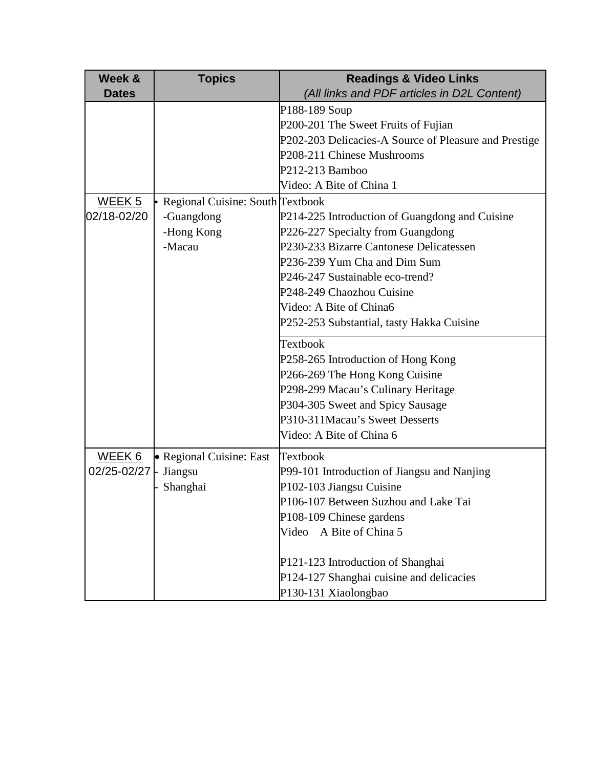| Week & Dates | Topics | Readings & Video Links *(All links and PDF articles in D2L Content)* |
|---|---|---|
| | | P188-189 Soup<br>P200-201 The Sweet Fruits of Fujian<br>P202-203 Delicacies-A Source of Pleasure and Prestige<br>P208-211 Chinese Mushrooms<br>P212-213 Bamboo<br>Video: A Bite of China 1 |
| WEEK 5<br>02/18-02/20 | • Regional Cuisine: South<br>-Guangdong<br>-Hong Kong<br>-Macau | Textbook<br>P214-225 Introduction of Guangdong and Cuisine<br>P226-227 Specialty from Guangdong<br>P230-233 Bizarre Cantonese Delicatessen<br>P236-239 Yum Cha and Dim Sum<br>P246-247 Sustainable eco-trend?<br>P248-249 Chaozhou Cuisine<br>Video: A Bite of China6<br>P252-253 Substantial, tasty Hakka Cuisine |
| | | Textbook<br>P258-265 Introduction of Hong Kong<br>P266-269 The Hong Kong Cuisine<br>P298-299 Macau's Culinary Heritage<br>P304-305 Sweet and Spicy Sausage<br>P310-311Macau's Sweet Desserts<br>Video: A Bite of China 6 |
| WEEK 6<br>02/25-02/27 | • Regional Cuisine: East<br>- Jiangsu<br>- Shanghai | Textbook<br>P99-101 Introduction of Jiangsu and Nanjing<br>P102-103 Jiangsu Cuisine<br>P106-107 Between Suzhou and Lake Tai<br>P108-109 Chinese gardens<br>Video A Bite of China 5<br><br>P121-123 Introduction of Shanghai<br>P124-127 Shanghai cuisine and delicacies<br>P130-131 Xiaolongbao |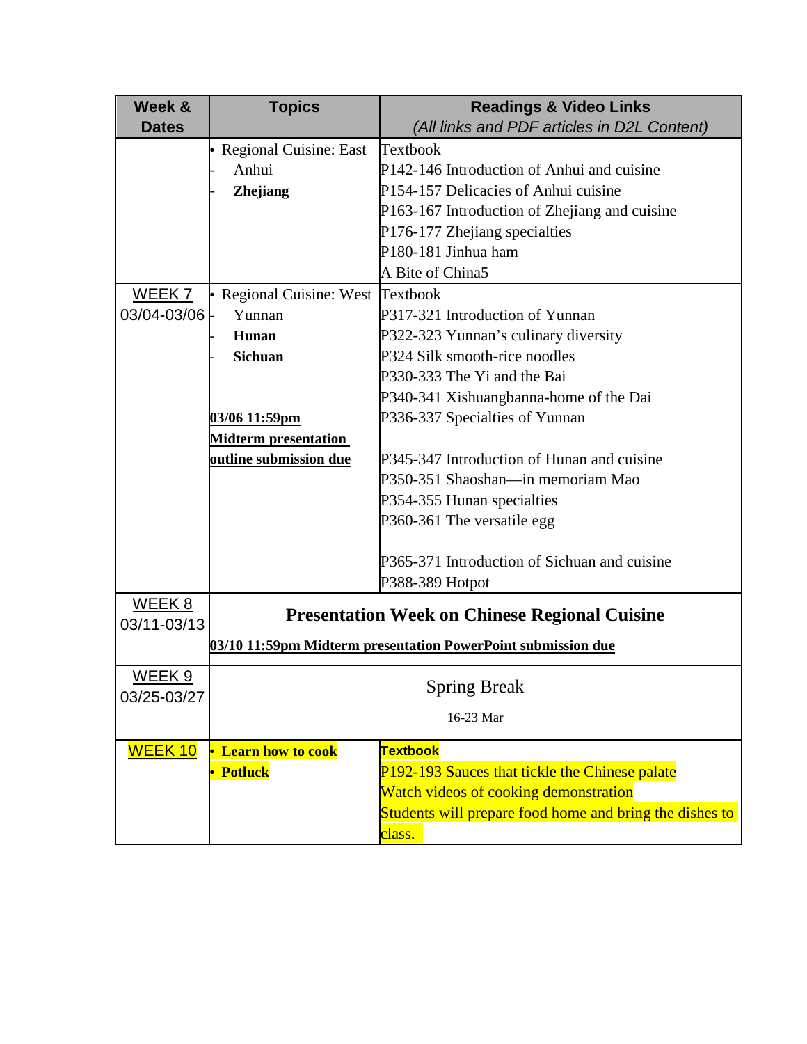| Week & Dates | Topics | Readings & Video Links *(All links and PDF articles in D2L Content)* |
|---|---|---|
| | • Regional Cuisine: East<br>- Anhui<br>- **Zhejiang** | Textbook<br>P142-146 Introduction of Anhui and cuisine<br>P154-157 Delicacies of Anhui cuisine<br>P163-167 Introduction of Zhejiang and cuisine<br>P176-177 Zhejiang specialties<br>P180-181 Jinhua ham<br>A Bite of China5 |
| WEEK 7<br>03/04-03/06 | • Regional Cuisine: West<br>- Yunnan<br>- **Hunan**<br>- **Sichuan**<br><br>**03/06 11:59pm Midterm presentation outline submission due** | Textbook<br>P317-321 Introduction of Yunnan<br>P322-323 Yunnan's culinary diversity<br>P324 Silk smooth-rice noodles<br>P330-333 The Yi and the Bai<br>P340-341 Xishuangbanna-home of the Dai<br>P336-337 Specialties of Yunnan<br><br>P345-347 Introduction of Hunan and cuisine<br>P350-351 Shaoshan—in memoriam Mao<br>P354-355 Hunan specialties<br>P360-361 The versatile egg<br><br>P365-371 Introduction of Sichuan and cuisine<br>P388-389 Hotpot |
| WEEK 8<br>03/11-03/13 | **Presentation Week on Chinese Regional Cuisine**<br>**03/10 11:59pm Midterm presentation PowerPoint submission due** | |
| WEEK 9<br>03/25-03/27 | Spring Break<br>16-23 Mar | |
| WEEK 10 | • **Learn how to cook**<br>• **Potluck** | **Textbook**<br>P192-193 Sauces that tickle the Chinese palate<br>Watch videos of cooking demonstration<br>Students will prepare food home and bring the dishes to class. |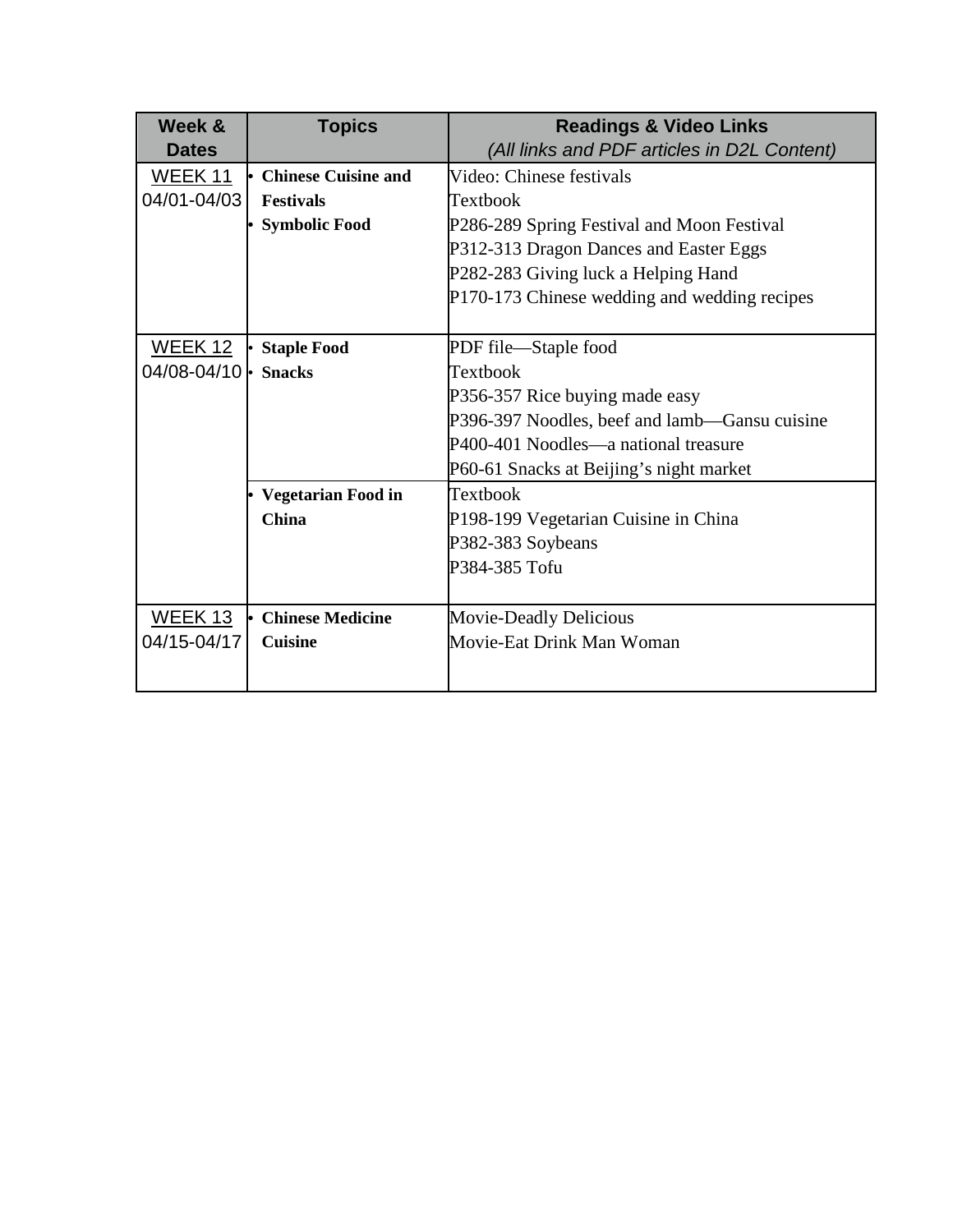| Week & Dates | Topics | Readings & Video Links<br>*(All links and PDF articles in D2L Content)* |
|---|---|---|
| WEEK 11<br>04/01-04/03 | • **Chinese Cuisine and Festivals**<br>• **Symbolic Food** | Video: Chinese festivals<br>Textbook<br>P286-289 Spring Festival and Moon Festival<br>P312-313 Dragon Dances and Easter Eggs<br>P282-283 Giving luck a Helping Hand<br>P170-173 Chinese wedding and wedding recipes |
| WEEK 12<br>04/08-04/10 | • **Staple Food**<br>• **Snacks** | PDF file—Staple food<br>Textbook<br>P356-357 Rice buying made easy<br>P396-397 Noodles, beef and lamb—Gansu cuisine<br>P400-401 Noodles—a national treasure<br>P60-61 Snacks at Beijing's night market |
| | • **Vegetarian Food in China** | Textbook<br>P198-199 Vegetarian Cuisine in China<br>P382-383 Soybeans<br>P384-385 Tofu |
| WEEK 13<br>04/15-04/17 | • **Chinese Medicine Cuisine** | Movie-Deadly Delicious<br>Movie-Eat Drink Man Woman |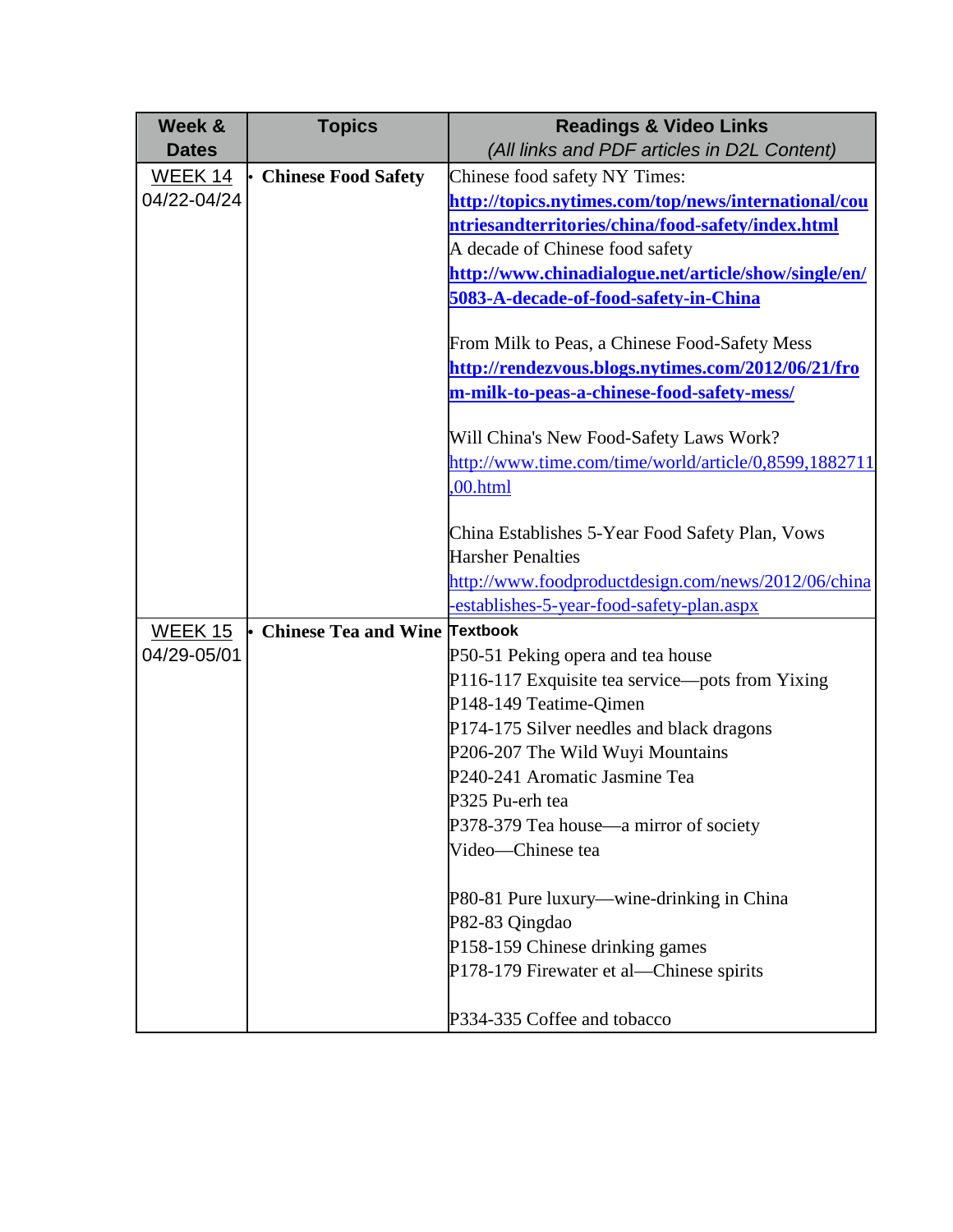| Week & Dates | Topics | Readings & Video Links *(All links and PDF articles in D2L Content)* |
|---|---|---|
| WEEK 14 04/22-04/24 | • **Chinese Food Safety** | Chinese food safety NY Times: **http://topics.nytimes.com/top/news/international/countriesandterritories/china/food-safety/index.html**<br>A decade of Chinese food safety **http://www.chinadialogue.net/article/show/single/en/5083-A-decade-of-food-safety-in-China**<br><br>From Milk to Peas, a Chinese Food-Safety Mess **http://rendezvous.blogs.nytimes.com/2012/06/21/from-milk-to-peas-a-chinese-food-safety-mess/**<br><br>Will China's New Food-Safety Laws Work? http://www.time.com/time/world/article/0,8599,1882711,00.html<br><br>China Establishes 5-Year Food Safety Plan, Vows Harsher Penalties http://www.foodproductdesign.com/news/2012/06/china-establishes-5-year-food-safety-plan.aspx |
| WEEK 15 04/29-05/01 | • **Chinese Tea and Wine** | **Textbook**<br>P50-51 Peking opera and tea house<br>P116-117 Exquisite tea service—pots from Yixing<br>P148-149 Teatime-Qimen<br>P174-175 Silver needles and black dragons<br>P206-207 The Wild Wuyi Mountains<br>P240-241 Aromatic Jasmine Tea<br>P325 Pu-erh tea<br>P378-379 Tea house—a mirror of society<br>Video—Chinese tea<br><br>P80-81 Pure luxury—wine-drinking in China<br>P82-83 Qingdao<br>P158-159 Chinese drinking games<br>P178-179 Firewater et al—Chinese spirits<br><br>P334-335 Coffee and tobacco |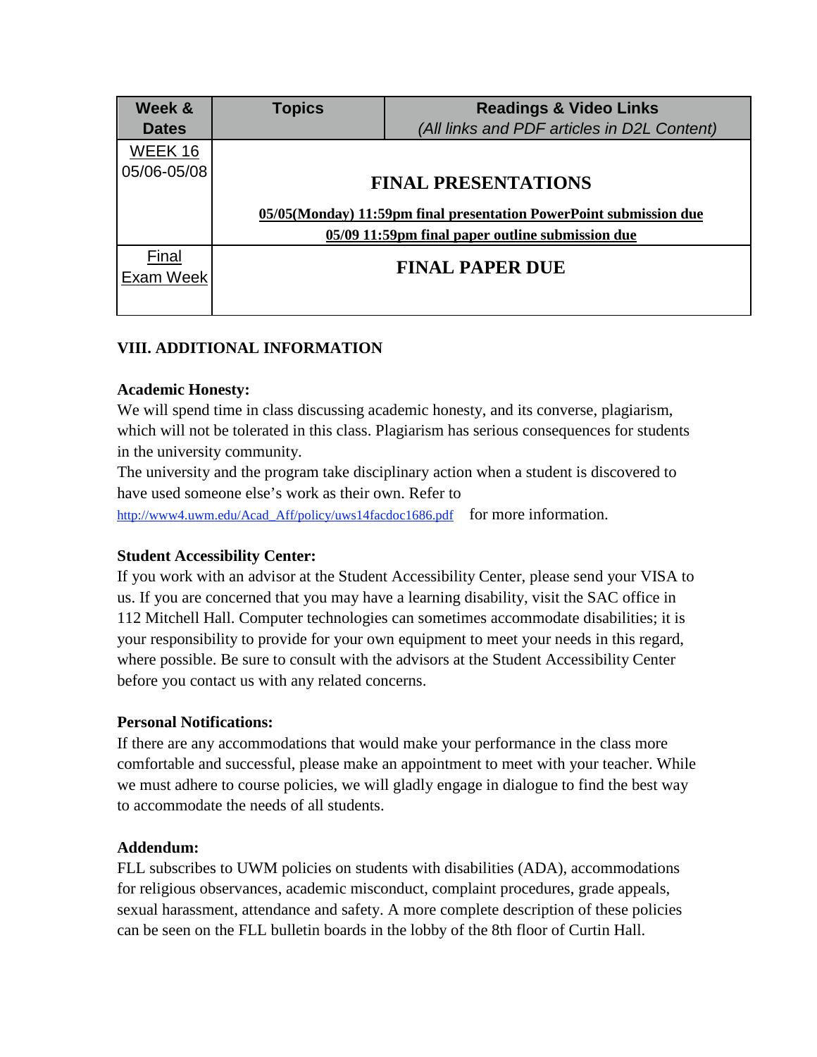| Week & Dates | Topics | Readings & Video Links *(All links and PDF articles in D2L Content)* |
|---|---|---|
| WEEK 16 05/06-05/08 | **FINAL PRESENTATIONS** **05/05(Monday) 11:59pm final presentation PowerPoint submission due** **05/09 11:59pm final paper outline submission due** | |
| Final Exam Week | **FINAL PAPER DUE** | |

### VIII. ADDITIONAL INFORMATION

**Academic Honesty:**
We will spend time in class discussing academic honesty, and its converse, plagiarism, which will not be tolerated in this class. Plagiarism has serious consequences for students in the university community.
The university and the program take disciplinary action when a student is discovered to have used someone else's work as their own. Refer to http://www4.uwm.edu/Acad_Aff/policy/uws14facdoc1686.pdf for more information.

**Student Accessibility Center:**
If you work with an advisor at the Student Accessibility Center, please send your VISA to us. If you are concerned that you may have a learning disability, visit the SAC office in 112 Mitchell Hall. Computer technologies can sometimes accommodate disabilities; it is your responsibility to provide for your own equipment to meet your needs in this regard, where possible. Be sure to consult with the advisors at the Student Accessibility Center before you contact us with any related concerns.

**Personal Notifications:**
If there are any accommodations that would make your performance in the class more comfortable and successful, please make an appointment to meet with your teacher. While we must adhere to course policies, we will gladly engage in dialogue to find the best way to accommodate the needs of all students.

**Addendum:**
FLL subscribes to UWM policies on students with disabilities (ADA), accommodations for religious observances, academic misconduct, complaint procedures, grade appeals, sexual harassment, attendance and safety. A more complete description of these policies can be seen on the FLL bulletin boards in the lobby of the 8th floor of Curtin Hall.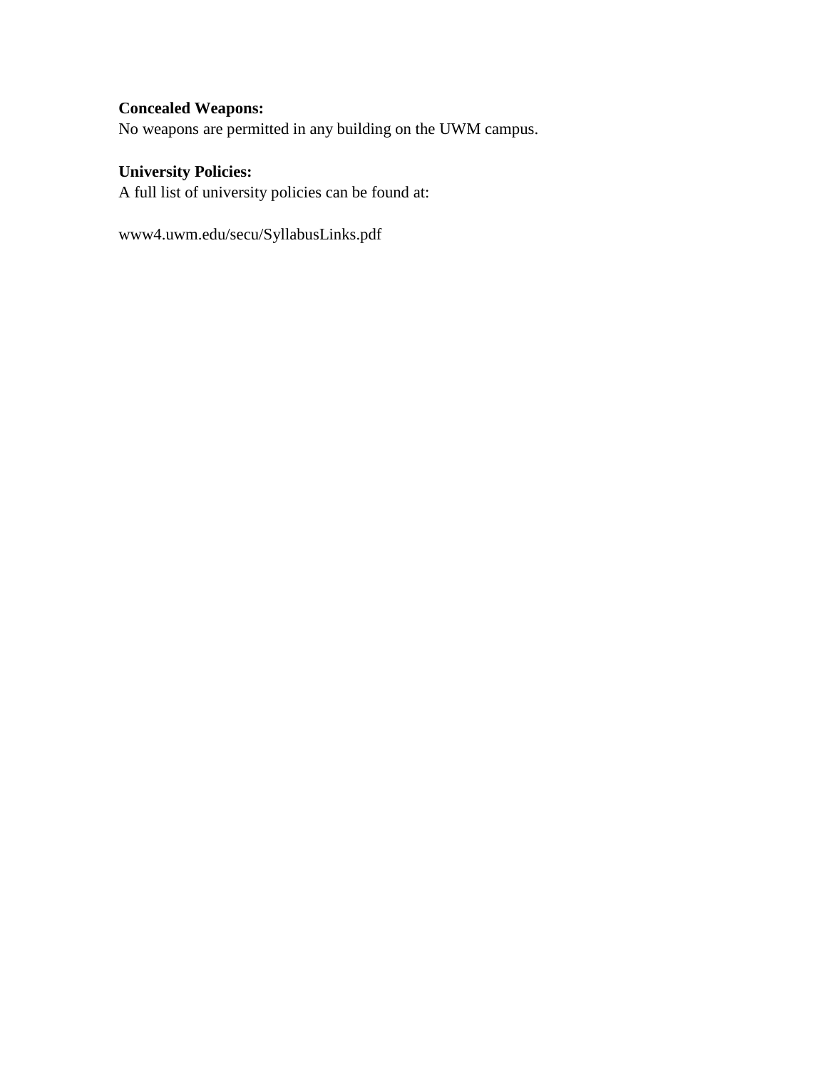**Concealed Weapons:**
No weapons are permitted in any building on the UWM campus.

**University Policies:**
A full list of university policies can be found at:

www4.uwm.edu/secu/SyllabusLinks.pdf